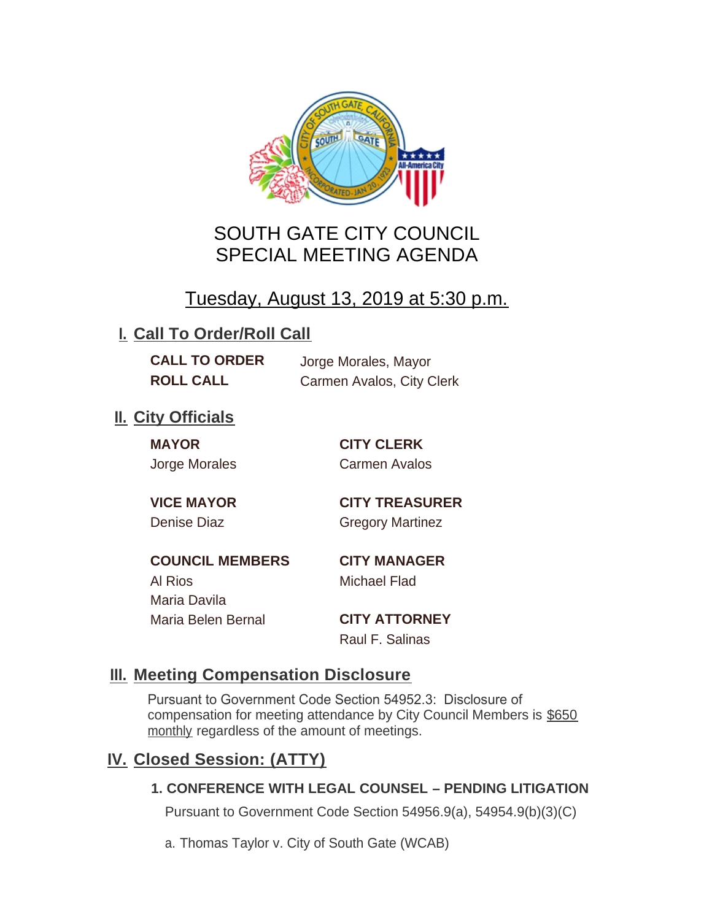# SOUTH GATE CITY COUNCIL
# SPECIAL MEETING AGENDA

Tuesday, August 13, 2019 at 5:30 p.m.

## I. Call To Order/Roll Call

**CALL TO ORDER** Jorge Morales, Mayor

**ROLL CALL** Carmen Avalos, City Clerk

## II. City Officials

**MAYOR**
Jorge Morales

**VICE MAYOR**
Denise Diaz

**COUNCIL MEMBERS**
Al Rios
Maria Davila
Maria Belen Bernal

**CITY CLERK**
Carmen Avalos

**CITY TREASURER**
Gregory Martinez

**CITY MANAGER**
Michael Flad

**CITY ATTORNEY**
Raul F. Salinas

## III. Meeting Compensation Disclosure

Pursuant to Government Code Section 54952.3: Disclosure of compensation for meeting attendance by City Council Members is $650 monthly regardless of the amount of meetings.

## IV. Closed Session: (ATTY)

### 1. CONFERENCE WITH LEGAL COUNSEL – PENDING LITIGATION

Pursuant to Government Code Section 54956.9(a), 54954.9(b)(3)(C)

a. Thomas Taylor v. City of South Gate (WCAB)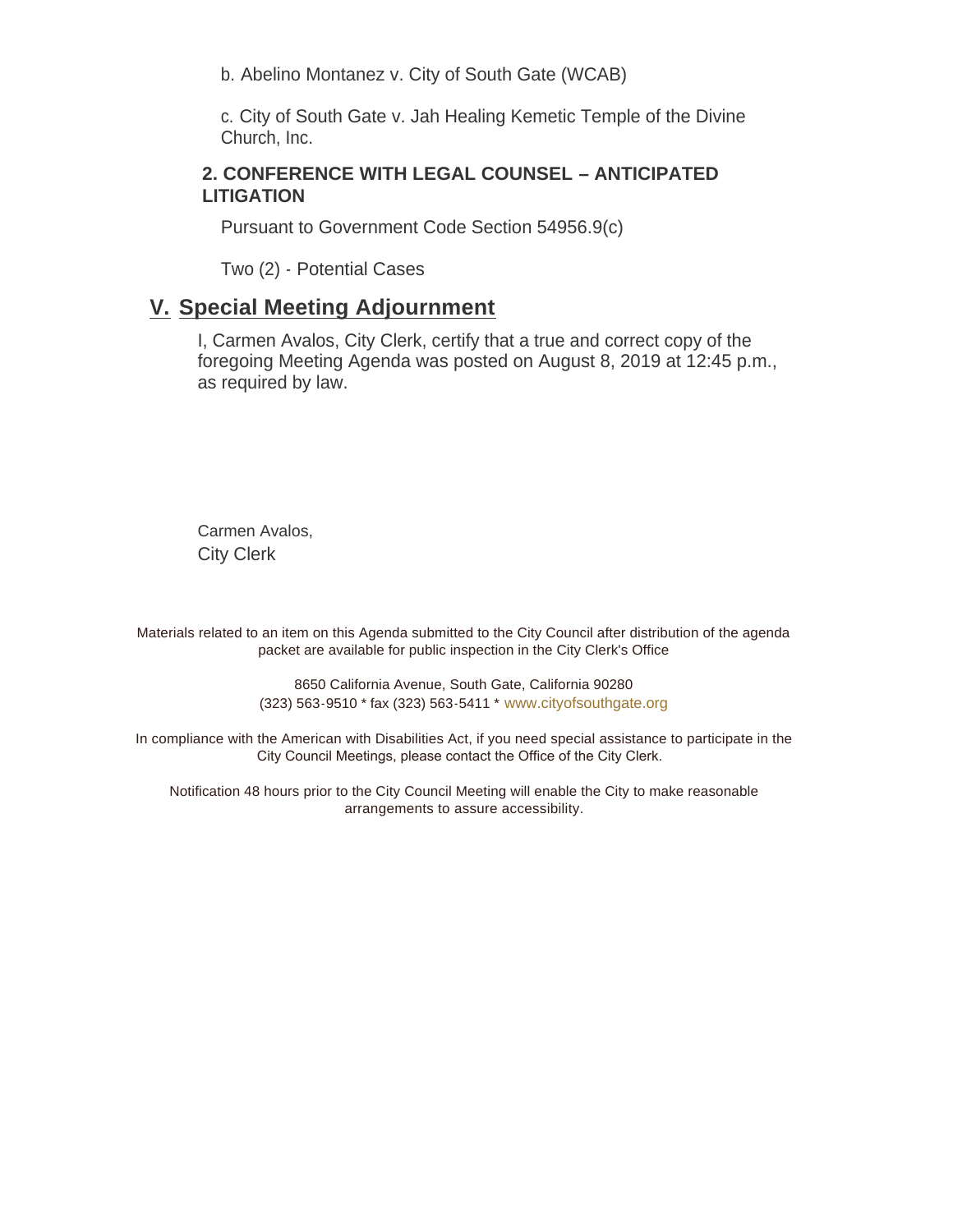b. Abelino Montanez v. City of South Gate (WCAB)

c. City of South Gate v. Jah Healing Kemetic Temple of the Divine Church, Inc.

**2. CONFERENCE WITH LEGAL COUNSEL – ANTICIPATED LITIGATION**

Pursuant to Government Code Section 54956.9(c)

Two (2) - Potential Cases

## V. Special Meeting Adjournment

I, Carmen Avalos, City Clerk, certify that a true and correct copy of the foregoing Meeting Agenda was posted on August 8, 2019 at 12:45 p.m., as required by law.

Carmen Avalos,
City Clerk

Materials related to an item on this Agenda submitted to the City Council after distribution of the agenda packet are available for public inspection in the City Clerk's Office

8650 California Avenue, South Gate, California 90280
(323) 563-9510 * fax (323) 563-5411 * www.cityofsouthgate.org

In compliance with the American with Disabilities Act, if you need special assistance to participate in the City Council Meetings, please contact the Office of the City Clerk.

Notification 48 hours prior to the City Council Meeting will enable the City to make reasonable arrangements to assure accessibility.